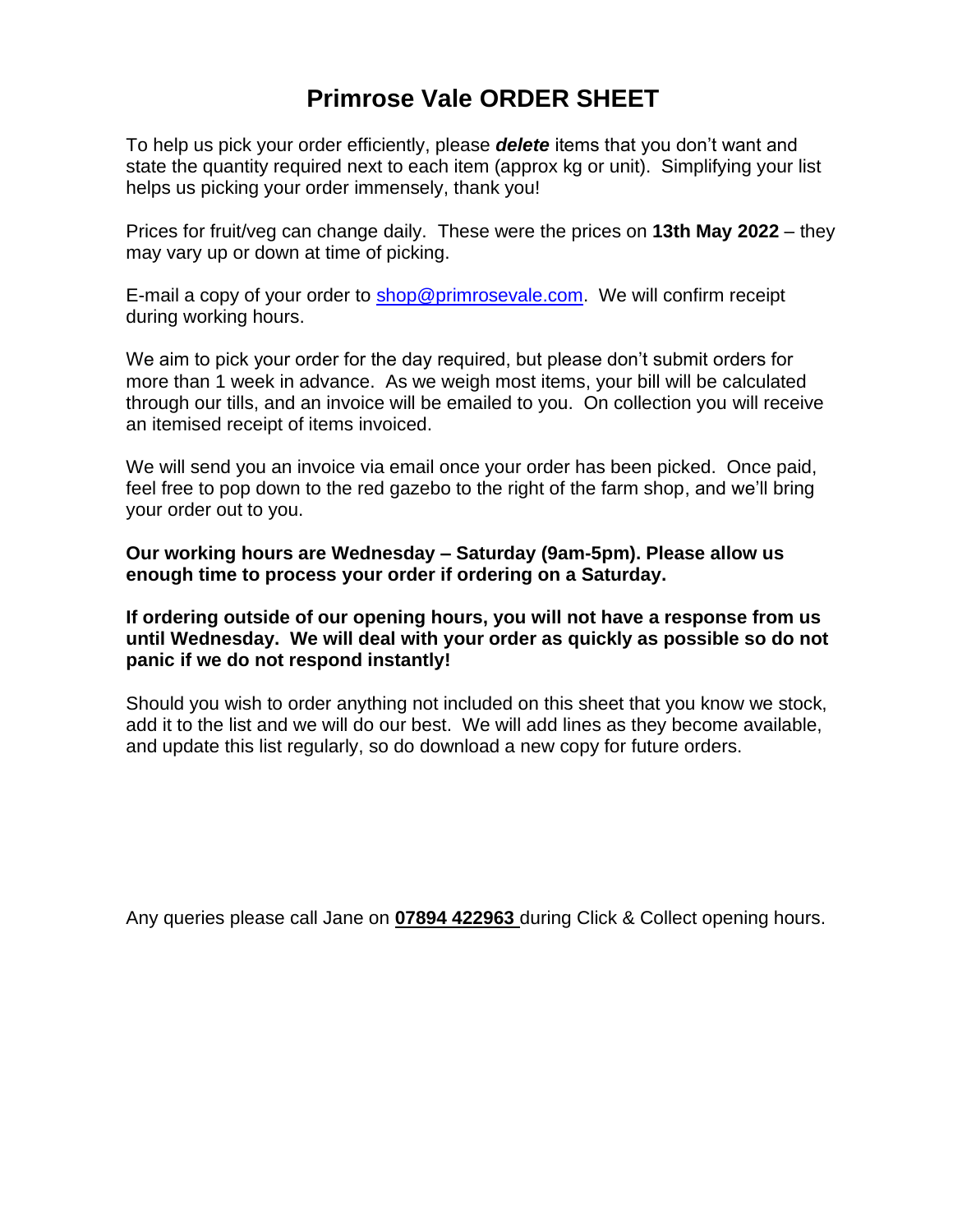# Primrose Vale ORDER SHEET

To help us pick your order efficiently, please ***delete*** items that you don't want and state the quantity required next to each item (approx kg or unit). Simplifying your list helps us picking your order immensely, thank you!

Prices for fruit/veg can change daily. These were the prices on **13th May 2022** – they may vary up or down at time of picking.

E-mail a copy of your order to shop@primrosevale.com. We will confirm receipt during working hours.

We aim to pick your order for the day required, but please don't submit orders for more than 1 week in advance. As we weigh most items, your bill will be calculated through our tills, and an invoice will be emailed to you. On collection you will receive an itemised receipt of items invoiced.

We will send you an invoice via email once your order has been picked. Once paid, feel free to pop down to the red gazebo to the right of the farm shop, and we'll bring your order out to you.

**Our working hours are Wednesday – Saturday (9am-5pm). Please allow us enough time to process your order if ordering on a Saturday.**

**If ordering outside of our opening hours, you will not have a response from us until Wednesday. We will deal with your order as quickly as possible so do not panic if we do not respond instantly!**

Should you wish to order anything not included on this sheet that you know we stock, add it to the list and we will do our best. We will add lines as they become available, and update this list regularly, so do download a new copy for future orders.

Any queries please call Jane on **07894 422963** during Click & Collect opening hours.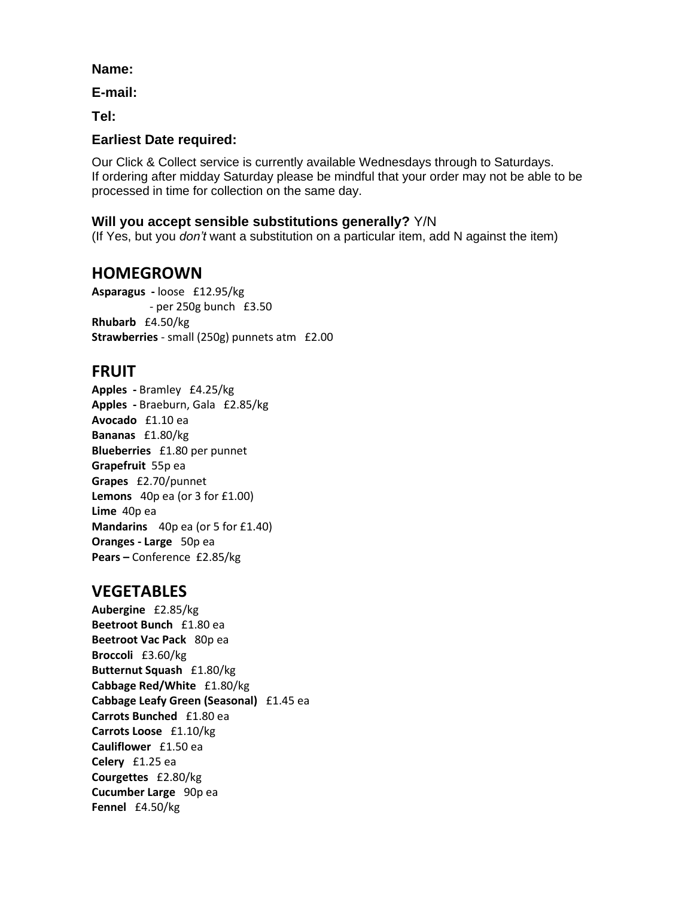**Name:**

**E-mail:**

**Tel:**

**Earliest Date required:**

Our Click & Collect service is currently available Wednesdays through to Saturdays.
If ordering after midday Saturday please be mindful that your order may not be able to be processed in time for collection on the same day.

**Will you accept sensible substitutions generally?** Y/N
(If Yes, but you *don't* want a substitution on a particular item, add N against the item)

## HOMEGROWN

**Asparagus -** loose £12.95/kg
- per 250g bunch £3.50

**Rhubarb** £4.50/kg
**Strawberries** - small (250g) punnets atm £2.00

## FRUIT

**Apples -** Bramley £4.25/kg
**Apples -** Braeburn, Gala £2.85/kg
**Avocado** £1.10 ea
**Bananas** £1.80/kg
**Blueberries** £1.80 per punnet
**Grapefruit** 55p ea
**Grapes** £2.70/punnet
**Lemons** 40p ea (or 3 for £1.00)
**Lime** 40p ea
**Mandarins** 40p ea (or 5 for £1.40)
**Oranges - Large** 50p ea
**Pears –** Conference £2.85/kg

## VEGETABLES

**Aubergine** £2.85/kg
**Beetroot Bunch** £1.80 ea
**Beetroot Vac Pack** 80p ea
**Broccoli** £3.60/kg
**Butternut Squash** £1.80/kg
**Cabbage Red/White** £1.80/kg
**Cabbage Leafy Green (Seasonal)** £1.45 ea
**Carrots Bunched** £1.80 ea
**Carrots Loose** £1.10/kg
**Cauliflower** £1.50 ea
**Celery** £1.25 ea
**Courgettes** £2.80/kg
**Cucumber Large** 90p ea
**Fennel** £4.50/kg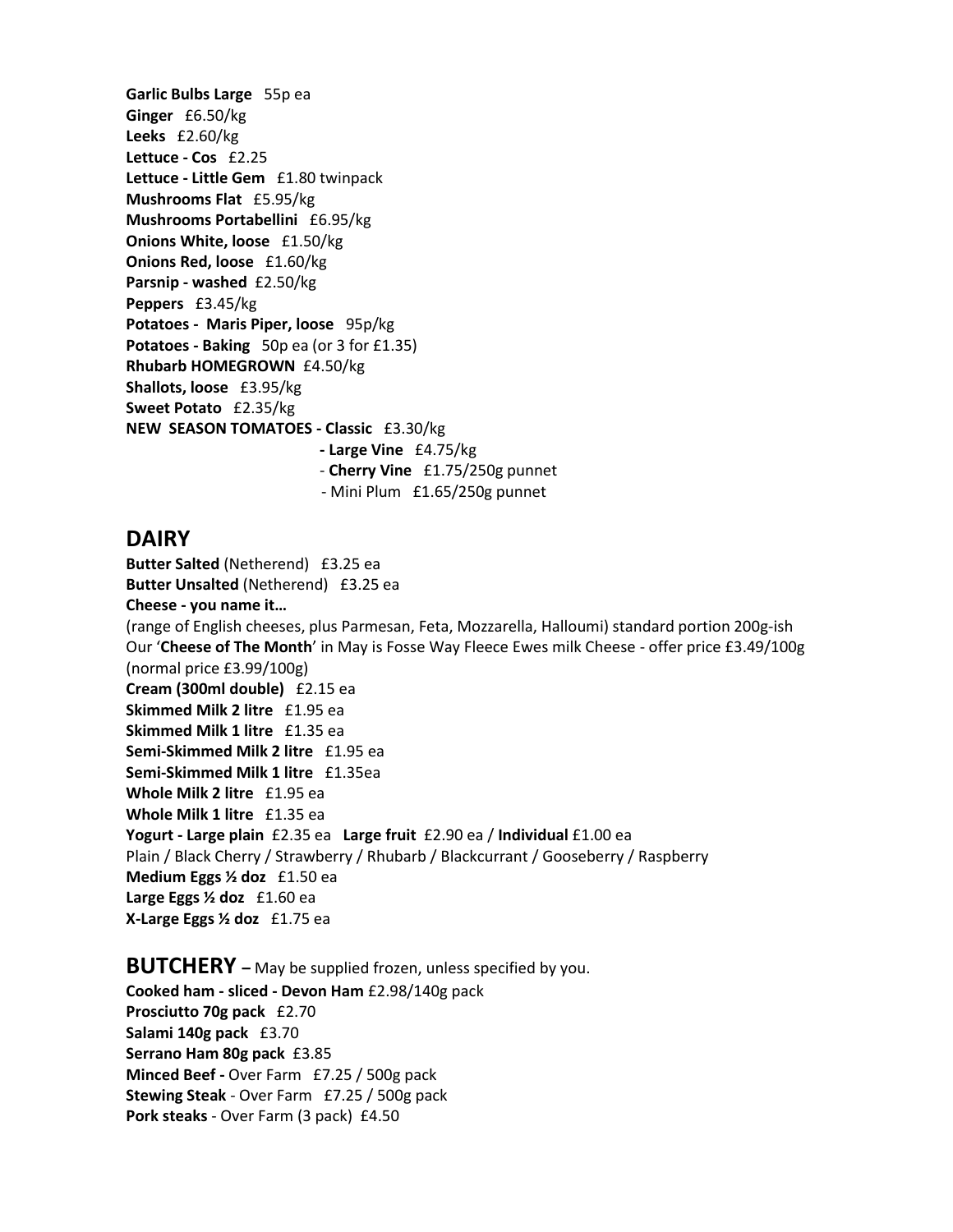**Garlic Bulbs Large** 55p ea
**Ginger** £6.50/kg
**Leeks** £2.60/kg
**Lettuce - Cos** £2.25
**Lettuce - Little Gem** £1.80 twinpack
**Mushrooms Flat** £5.95/kg
**Mushrooms Portabellini** £6.95/kg
**Onions White, loose** £1.50/kg
**Onions Red, loose** £1.60/kg
**Parsnip - washed** £2.50/kg
**Peppers** £3.45/kg
**Potatoes - Maris Piper, loose** 95p/kg
**Potatoes - Baking** 50p ea (or 3 for £1.35)
**Rhubarb HOMEGROWN** £4.50/kg
**Shallots, loose** £3.95/kg
**Sweet Potato** £2.35/kg
**NEW SEASON TOMATOES - Classic** £3.30/kg
**- Large Vine** £4.75/kg
- **Cherry Vine** £1.75/250g punnet
- Mini Plum £1.65/250g punnet

## DAIRY

**Butter Salted** (Netherend) £3.25 ea
**Butter Unsalted** (Netherend) £3.25 ea
**Cheese - you name it…**
(range of English cheeses, plus Parmesan, Feta, Mozzarella, Halloumi) standard portion 200g-ish
Our '**Cheese of The Month**' in May is Fosse Way Fleece Ewes milk Cheese - offer price £3.49/100g (normal price £3.99/100g)
**Cream (300ml double)** £2.15 ea
**Skimmed Milk 2 litre** £1.95 ea
**Skimmed Milk 1 litre** £1.35 ea
**Semi-Skimmed Milk 2 litre** £1.95 ea
**Semi-Skimmed Milk 1 litre** £1.35ea
**Whole Milk 2 litre** £1.95 ea
**Whole Milk 1 litre** £1.35 ea
**Yogurt - Large plain** £2.35 ea **Large fruit** £2.90 ea / **Individual** £1.00 ea
Plain / Black Cherry / Strawberry / Rhubarb / Blackcurrant / Gooseberry / Raspberry
**Medium Eggs ½ doz** £1.50 ea
**Large Eggs ½ doz** £1.60 ea
**X-Large Eggs ½ doz** £1.75 ea

## BUTCHERY – May be supplied frozen, unless specified by you.

**Cooked ham - sliced - Devon Ham** £2.98/140g pack
**Prosciutto 70g pack** £2.70
**Salami 140g pack** £3.70
**Serrano Ham 80g pack** £3.85
**Minced Beef -** Over Farm £7.25 / 500g pack
**Stewing Steak** - Over Farm £7.25 / 500g pack
**Pork steaks** - Over Farm (3 pack) £4.50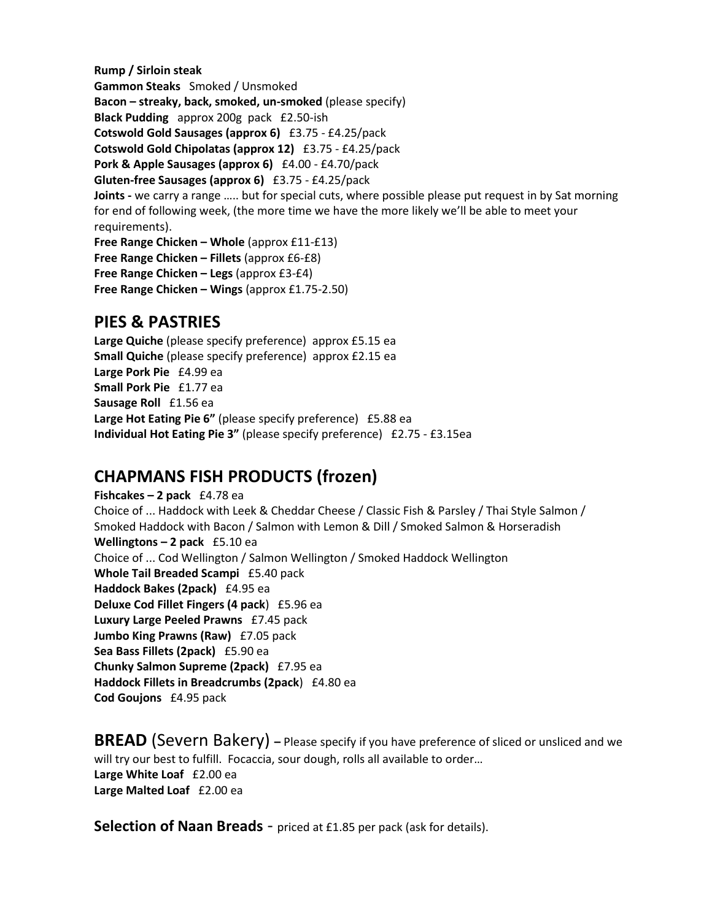**Rump / Sirloin steak**
**Gammon Steaks** Smoked / Unsmoked
**Bacon – streaky, back, smoked, un-smoked** (please specify)
**Black Pudding** approx 200g pack £2.50-ish
**Cotswold Gold Sausages (approx 6)** £3.75 - £4.25/pack
**Cotswold Gold Chipolatas (approx 12)** £3.75 - £4.25/pack
**Pork & Apple Sausages (approx 6)** £4.00 - £4.70/pack
**Gluten-free Sausages (approx 6)** £3.75 - £4.25/pack
**Joints -** we carry a range ….. but for special cuts, where possible please put request in by Sat morning for end of following week, (the more time we have the more likely we'll be able to meet your requirements).
**Free Range Chicken – Whole** (approx £11-£13)
**Free Range Chicken – Fillets** (approx £6-£8)
**Free Range Chicken – Legs** (approx £3-£4)
**Free Range Chicken – Wings** (approx £1.75-2.50)

## PIES & PASTRIES

**Large Quiche** (please specify preference) approx £5.15 ea
**Small Quiche** (please specify preference) approx £2.15 ea
**Large Pork Pie** £4.99 ea
**Small Pork Pie** £1.77 ea
**Sausage Roll** £1.56 ea
**Large Hot Eating Pie 6"** (please specify preference) £5.88 ea
**Individual Hot Eating Pie 3"** (please specify preference) £2.75 - £3.15ea

## CHAPMANS FISH PRODUCTS (frozen)

**Fishcakes – 2 pack** £4.78 ea
Choice of ... Haddock with Leek & Cheddar Cheese / Classic Fish & Parsley / Thai Style Salmon / Smoked Haddock with Bacon / Salmon with Lemon & Dill / Smoked Salmon & Horseradish
**Wellingtons – 2 pack** £5.10 ea
Choice of ... Cod Wellington / Salmon Wellington / Smoked Haddock Wellington
**Whole Tail Breaded Scampi** £5.40 pack
**Haddock Bakes (2pack)** £4.95 ea
**Deluxe Cod Fillet Fingers (4 pack**) £5.96 ea
**Luxury Large Peeled Prawns** £7.45 pack
**Jumbo King Prawns (Raw)** £7.05 pack
**Sea Bass Fillets (2pack)** £5.90 ea
**Chunky Salmon Supreme (2pack)** £7.95 ea
**Haddock Fillets in Breadcrumbs (2pack**) £4.80 ea
**Cod Goujons** £4.95 pack

**BREAD** (Severn Bakery) **–** Please specify if you have preference of sliced or unsliced and we will try our best to fulfill. Focaccia, sour dough, rolls all available to order…
**Large White Loaf** £2.00 ea
**Large Malted Loaf** £2.00 ea

**Selection of Naan Breads** - priced at £1.85 per pack (ask for details).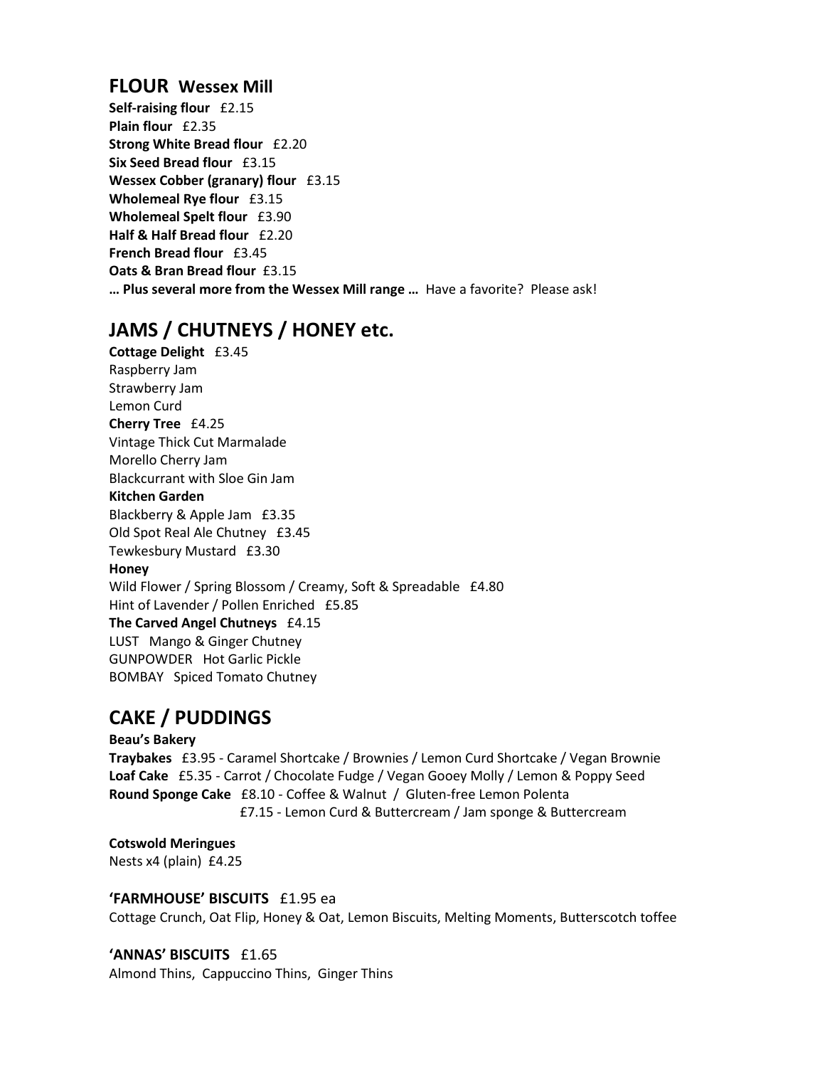## FLOUR **Wessex Mill**

**Self-raising flour** £2.15
**Plain flour** £2.35
**Strong White Bread flour** £2.20
**Six Seed Bread flour** £3.15
**Wessex Cobber (granary) flour** £3.15
**Wholemeal Rye flour** £3.15
**Wholemeal Spelt flour** £3.90
**Half & Half Bread flour** £2.20
**French Bread flour** £3.45
**Oats & Bran Bread flour** £3.15
**… Plus several more from the Wessex Mill range …** Have a favorite? Please ask!

## JAMS / CHUTNEYS / HONEY etc.

**Cottage Delight** £3.45
Raspberry Jam
Strawberry Jam
Lemon Curd
**Cherry Tree** £4.25
Vintage Thick Cut Marmalade
Morello Cherry Jam
Blackcurrant with Sloe Gin Jam
**Kitchen Garden**
Blackberry & Apple Jam £3.35
Old Spot Real Ale Chutney £3.45
Tewkesbury Mustard £3.30
**Honey**
Wild Flower / Spring Blossom / Creamy, Soft & Spreadable £4.80
Hint of Lavender / Pollen Enriched £5.85
**The Carved Angel Chutneys** £4.15
LUST Mango & Ginger Chutney
GUNPOWDER Hot Garlic Pickle
BOMBAY Spiced Tomato Chutney

## CAKE / PUDDINGS

**Beau's Bakery**
**Traybakes** £3.95 - Caramel Shortcake / Brownies / Lemon Curd Shortcake / Vegan Brownie
**Loaf Cake** £5.35 - Carrot / Chocolate Fudge / Vegan Gooey Molly / Lemon & Poppy Seed
**Round Sponge Cake** £8.10 - Coffee & Walnut / Gluten-free Lemon Polenta
£7.15 - Lemon Curd & Buttercream / Jam sponge & Buttercream

**Cotswold Meringues**
Nests x4 (plain) £4.25

**'FARMHOUSE' BISCUITS** £1.95 ea
Cottage Crunch, Oat Flip, Honey & Oat, Lemon Biscuits, Melting Moments, Butterscotch toffee

**'ANNAS' BISCUITS** £1.65
Almond Thins, Cappuccino Thins, Ginger Thins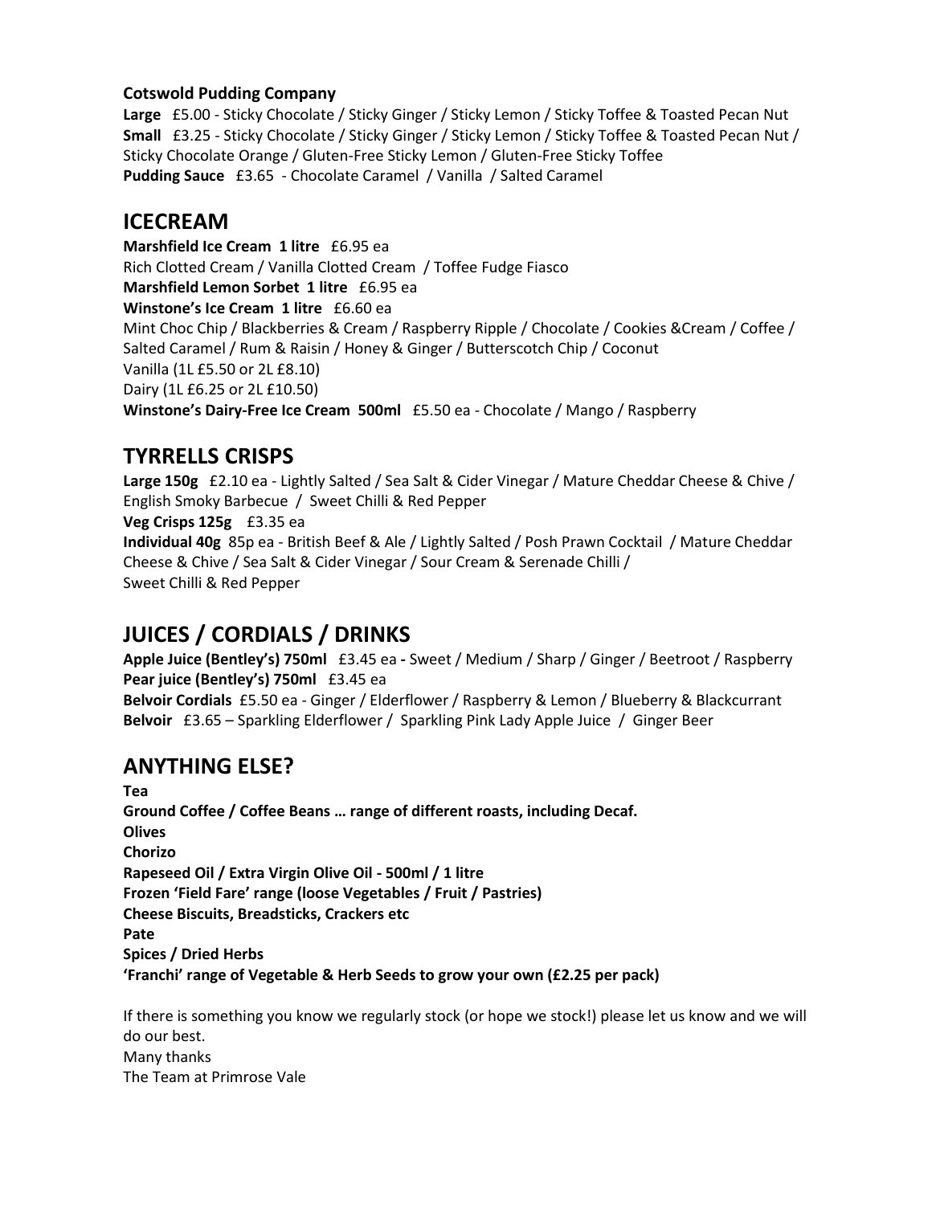**Cotswold Pudding Company**

**Large** £5.00 - Sticky Chocolate / Sticky Ginger / Sticky Lemon / Sticky Toffee & Toasted Pecan Nut
**Small** £3.25 - Sticky Chocolate / Sticky Ginger / Sticky Lemon / Sticky Toffee & Toasted Pecan Nut / Sticky Chocolate Orange / Gluten-Free Sticky Lemon / Gluten-Free Sticky Toffee
**Pudding Sauce** £3.65 - Chocolate Caramel / Vanilla / Salted Caramel

## ICECREAM

**Marshfield Ice Cream 1 litre** £6.95 ea
Rich Clotted Cream / Vanilla Clotted Cream / Toffee Fudge Fiasco
**Marshfield Lemon Sorbet 1 litre** £6.95 ea
**Winstone's Ice Cream 1 litre** £6.60 ea
Mint Choc Chip / Blackberries & Cream / Raspberry Ripple / Chocolate / Cookies &Cream / Coffee / Salted Caramel / Rum & Raisin / Honey & Ginger / Butterscotch Chip / Coconut
Vanilla (1L £5.50 or 2L £8.10)
Dairy (1L £6.25 or 2L £10.50)
**Winstone's Dairy-Free Ice Cream 500ml** £5.50 ea - Chocolate / Mango / Raspberry

## TYRRELLS CRISPS

**Large 150g** £2.10 ea - Lightly Salted / Sea Salt & Cider Vinegar / Mature Cheddar Cheese & Chive / English Smoky Barbecue / Sweet Chilli & Red Pepper
**Veg Crisps 125g** £3.35 ea
**Individual 40g** 85p ea - British Beef & Ale / Lightly Salted / Posh Prawn Cocktail / Mature Cheddar Cheese & Chive / Sea Salt & Cider Vinegar / Sour Cream & Serenade Chilli / Sweet Chilli & Red Pepper

## JUICES / CORDIALS / DRINKS

**Apple Juice (Bentley's) 750ml** £3.45 ea **-** Sweet / Medium / Sharp / Ginger / Beetroot / Raspberry
**Pear juice (Bentley's) 750ml** £3.45 ea
**Belvoir Cordials** £5.50 ea - Ginger / Elderflower / Raspberry & Lemon / Blueberry & Blackcurrant
**Belvoir** £3.65 – Sparkling Elderflower / Sparkling Pink Lady Apple Juice / Ginger Beer

## ANYTHING ELSE?

**Tea**
**Ground Coffee / Coffee Beans … range of different roasts, including Decaf.**
**Olives**
**Chorizo**
**Rapeseed Oil / Extra Virgin Olive Oil - 500ml / 1 litre**
**Frozen 'Field Fare' range (loose Vegetables / Fruit / Pastries)**
**Cheese Biscuits, Breadsticks, Crackers etc**
**Pate**
**Spices / Dried Herbs**
**'Franchi' range of Vegetable & Herb Seeds to grow your own (£2.25 per pack)**

If there is something you know we regularly stock (or hope we stock!) please let us know and we will do our best.
Many thanks
The Team at Primrose Vale